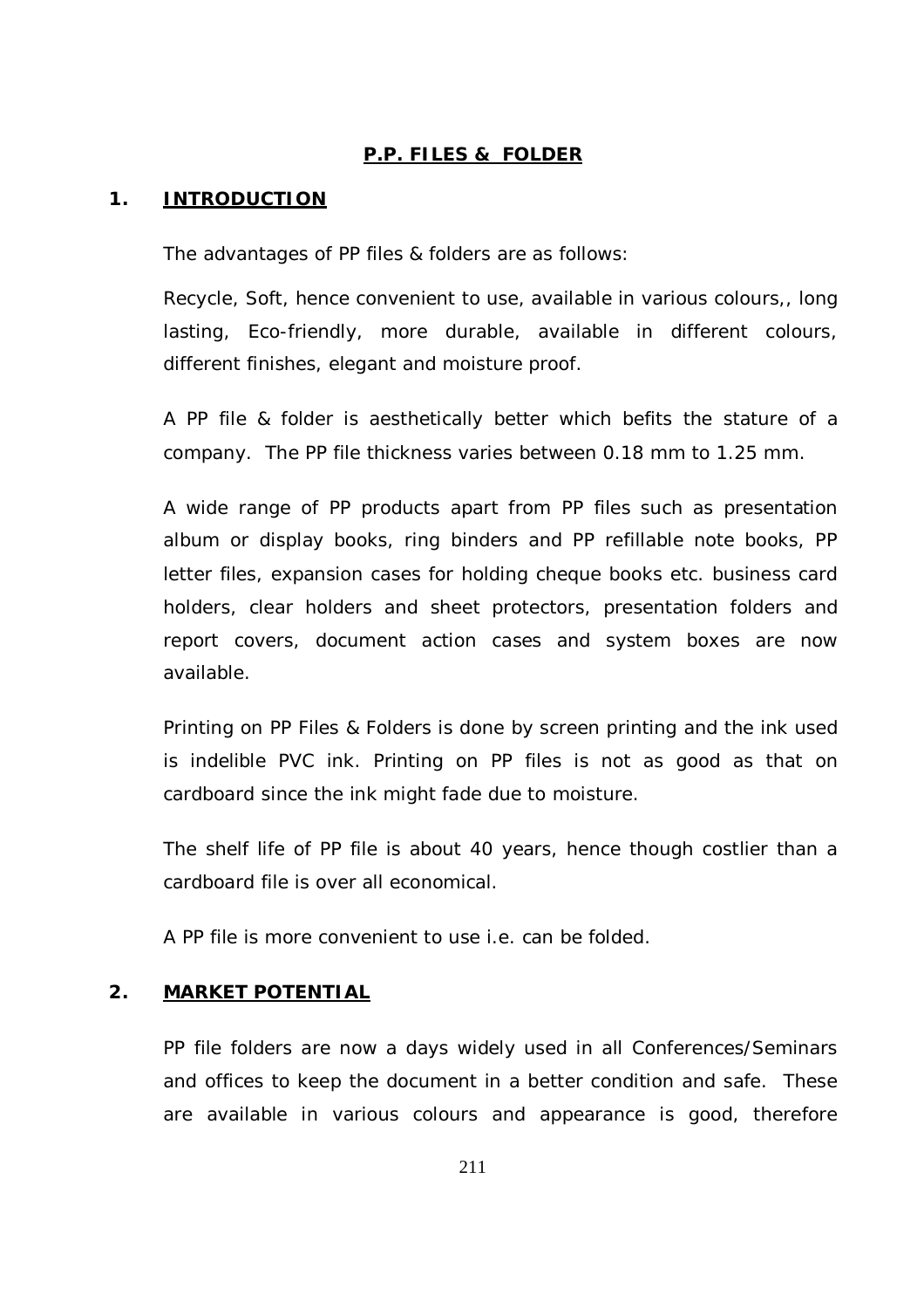# P.P. FILES & FOLDER

## 1. INTRODUCTION

The advantages of PP files & folders are as follows:

Recycle, Soft, hence convenient to use, available in various colours,, long lasting, Eco-friendly, more durable, available in different colours, different finishes, elegant and moisture proof.

A PP file & folder is aesthetically better which befits the stature of a company. The PP file thickness varies between 0.18 mm to 1.25 mm.

A wide range of PP products apart from PP files such as presentation album or display books, ring binders and PP refillable note books, PP letter files, expansion cases for holding cheque books etc. business card holders, clear holders and sheet protectors, presentation folders and report covers, document action cases and system boxes are now available.

Printing on PP Files & Folders is done by screen printing and the ink used is indelible PVC ink. Printing on PP files is not as good as that on cardboard since the ink might fade due to moisture.

The shelf life of PP file is about 40 years, hence though costlier than a cardboard file is over all economical.

A PP file is more convenient to use i.e. can be folded.

## 2. MARKET POTENTIAL

PP file folders are now a days widely used in all Conferences/Seminars and offices to keep the document in a better condition and safe. These are available in various colours and appearance is good, therefore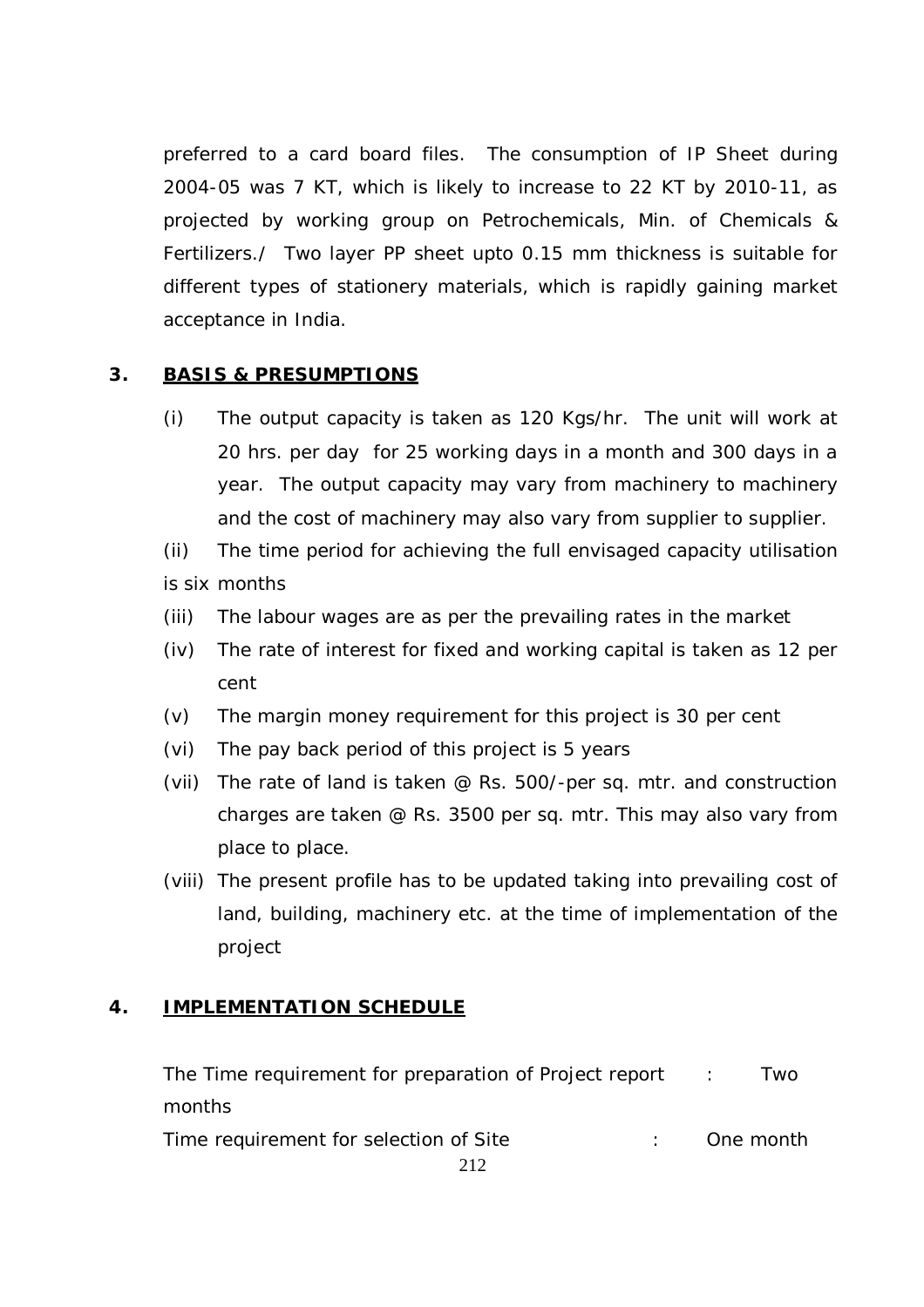preferred to a card board files. The consumption of IP Sheet during 2004-05 was 7 KT, which is likely to increase to 22 KT by 2010-11, as projected by working group on Petrochemicals, Min. of Chemicals & Fertilizers./ Two layer PP sheet upto 0.15 mm thickness is suitable for different types of stationery materials, which is rapidly gaining market acceptance in India.

## 3. BASIS & PRESUMPTIONS

(i) The output capacity is taken as 120 Kgs/hr. The unit will work at 20 hrs. per day for 25 working days in a month and 300 days in a year. The output capacity may vary from machinery to machinery and the cost of machinery may also vary from supplier to supplier.

(ii) The time period for achieving the full envisaged capacity utilisation is six months

(iii) The labour wages are as per the prevailing rates in the market

(iv) The rate of interest for fixed and working capital is taken as 12 per cent

(v) The margin money requirement for this project is 30 per cent

(vi) The pay back period of this project is 5 years

(vii) The rate of land is taken @ Rs. 500/-per sq. mtr. and construction charges are taken @ Rs. 3500 per sq. mtr. This may also vary from place to place.

(viii) The present profile has to be updated taking into prevailing cost of land, building, machinery etc. at the time of implementation of the project

## 4. IMPLEMENTATION SCHEDULE

The Time requirement for preparation of Project report : Two months

Time requirement for selection of Site : One month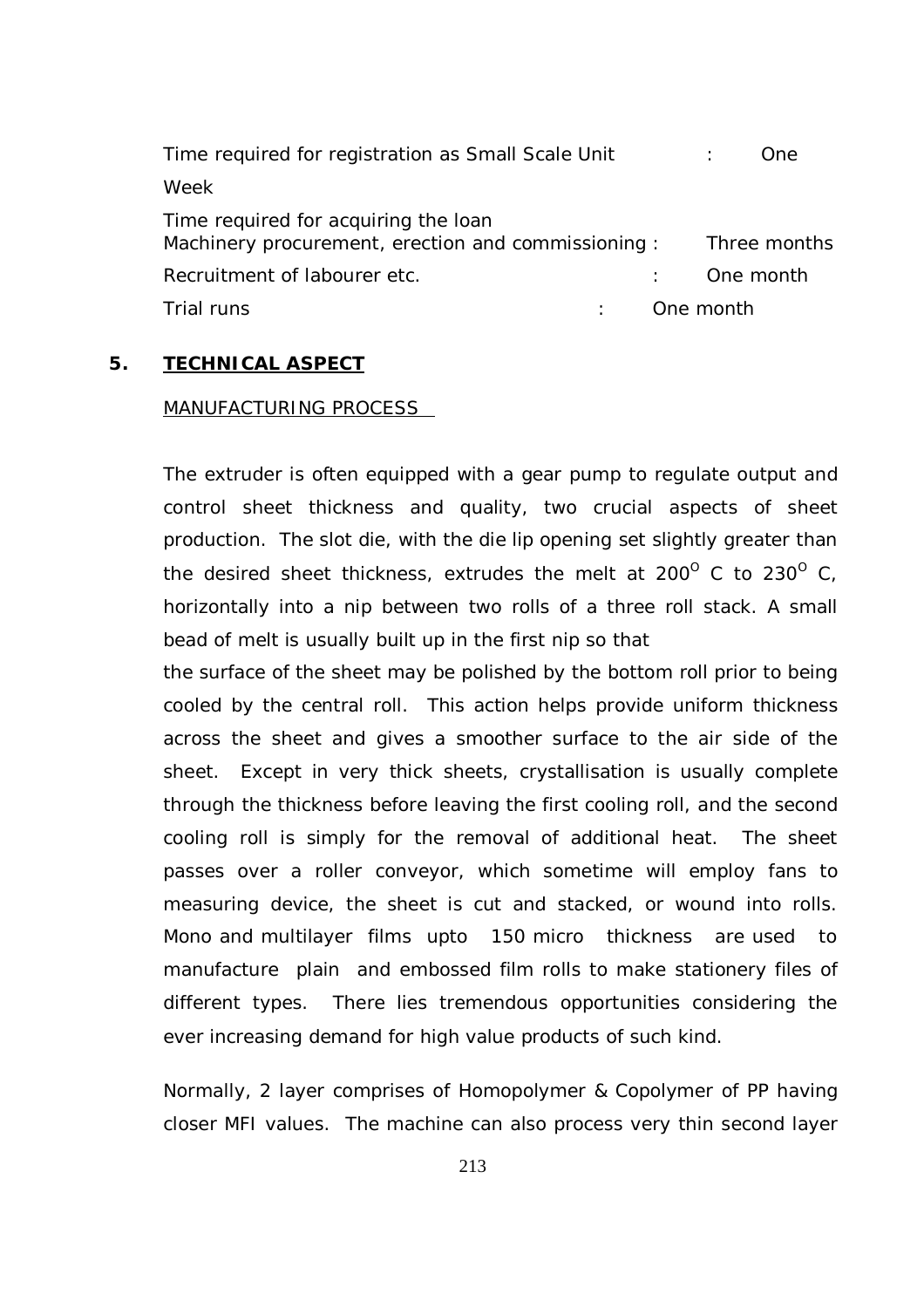Time required for registration as Small Scale Unit : One Week

Time required for acquiring the loan

Machinery procurement, erection and commissioning : Three months

Recruitment of labourer etc. : One month

Trial runs : One month

## 5. TECHNICAL ASPECT

MANUFACTURING PROCESS

The extruder is often equipped with a gear pump to regulate output and control sheet thickness and quality, two crucial aspects of sheet production. The slot die, with the die lip opening set slightly greater than the desired sheet thickness, extrudes the melt at $200^{O}$ C to $230^{O}$ C, horizontally into a nip between two rolls of a three roll stack. A small bead of melt is usually built up in the first nip so that the surface of the sheet may be polished by the bottom roll prior to being cooled by the central roll. This action helps provide uniform thickness across the sheet and gives a smoother surface to the air side of the sheet. Except in very thick sheets, crystallisation is usually complete through the thickness before leaving the first cooling roll, and the second cooling roll is simply for the removal of additional heat. The sheet passes over a roller conveyor, which sometime will employ fans to measuring device, the sheet is cut and stacked, or wound into rolls. Mono and multilayer films upto 150 micro thickness are used to manufacture plain and embossed film rolls to make stationery files of different types. There lies tremendous opportunities considering the ever increasing demand for high value products of such kind.

Normally, 2 layer comprises of Homopolymer & Copolymer of PP having closer MFI values. The machine can also process very thin second layer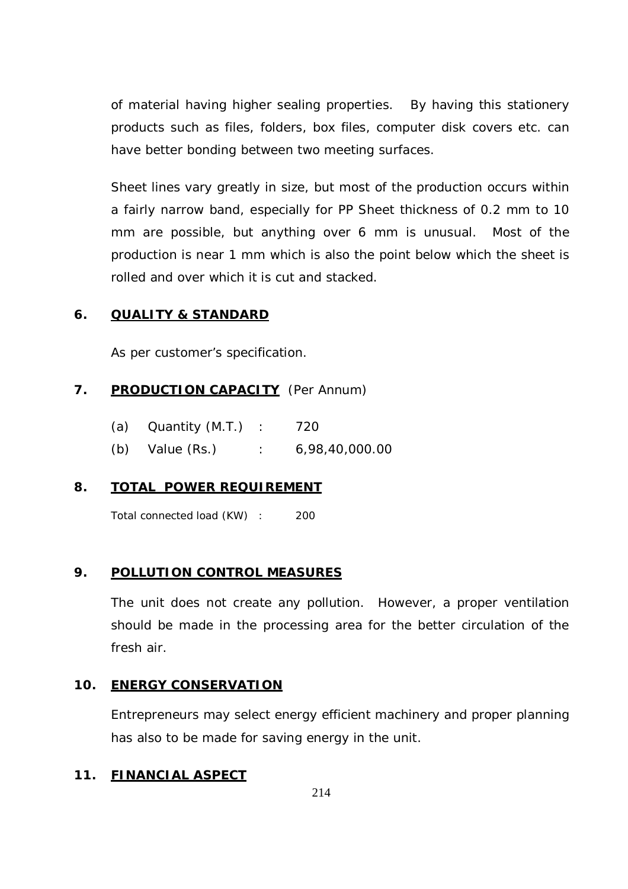of material having higher sealing properties. By having this stationery products such as files, folders, box files, computer disk covers etc. can have better bonding between two meeting surfaces.

Sheet lines vary greatly in size, but most of the production occurs within a fairly narrow band, especially for PP Sheet thickness of 0.2 mm to 10 mm are possible, but anything over 6 mm is unusual. Most of the production is near 1 mm which is also the point below which the sheet is rolled and over which it is cut and stacked.

## 6. QUALITY & STANDARD

As per customer's specification.

## 7. PRODUCTION CAPACITY (Per Annum)

(a) Quantity (M.T.) : 720

(b) Value (Rs.) : 6,98,40,000.00

## 8. TOTAL POWER REQUIREMENT

Total connected load (KW) : 200

## 9. POLLUTION CONTROL MEASURES

The unit does not create any pollution. However, a proper ventilation should be made in the processing area for the better circulation of the fresh air.

## 10. ENERGY CONSERVATION

Entrepreneurs may select energy efficient machinery and proper planning has also to be made for saving energy in the unit.

## 11. FINANCIAL ASPECT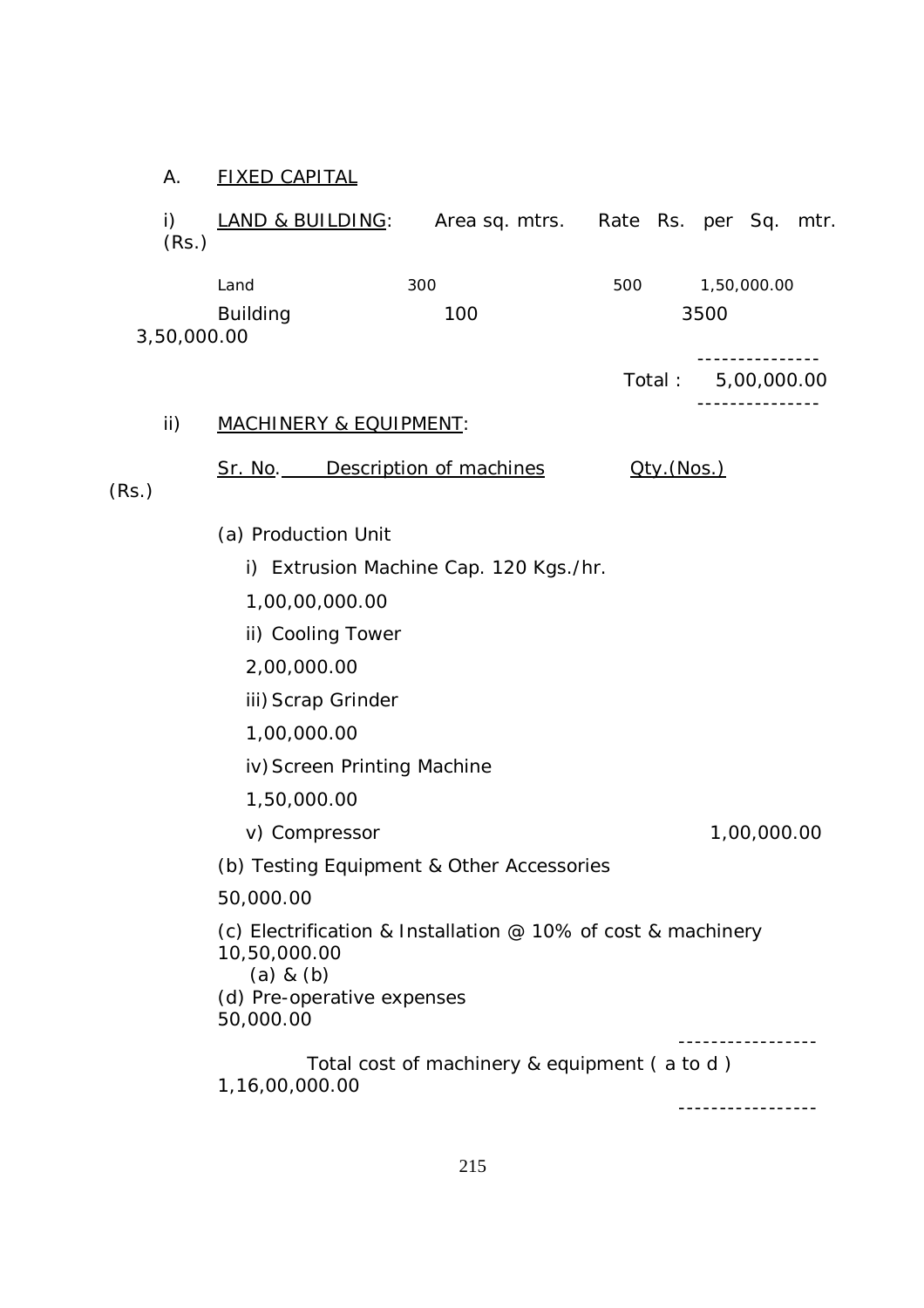## A. FIXED CAPITAL

### i) LAND & BUILDING:

| | Area sq. mtrs. | Rate Rs. per Sq. mtr. | (Rs.) |
|---|---|---|---|
| Land | 300 | 500 | 1,50,000.00 |
| Building | 100 | 3500 | 3,50,000.00 |
| | | Total : | 5,00,000.00 |

### ii) MACHINERY & EQUIPMENT:

| Sr. No. | Description of machines | Qty.(Nos.) | (Rs.) |
|---|---|---|---|
| (a) | Production Unit | | |
| | i) Extrusion Machine Cap. 120 Kgs./hr. | | 1,00,00,000.00 |
| | ii) Cooling Tower | | 2,00,000.00 |
| | iii) Scrap Grinder | | 1,00,000.00 |
| | iv) Screen Printing Machine | | 1,50,000.00 |
| | v) Compressor | | 1,00,000.00 |
| (b) | Testing Equipment & Other Accessories | | 50,000.00 |
| (c) | Electrification & Installation @ 10% of cost & machinery (a) & (b) | | 10,50,000.00 |
| (d) | Pre-operative expenses | | 50,000.00 |
| | Total cost of machinery & equipment ( a to d ) | | 1,16,00,000.00 |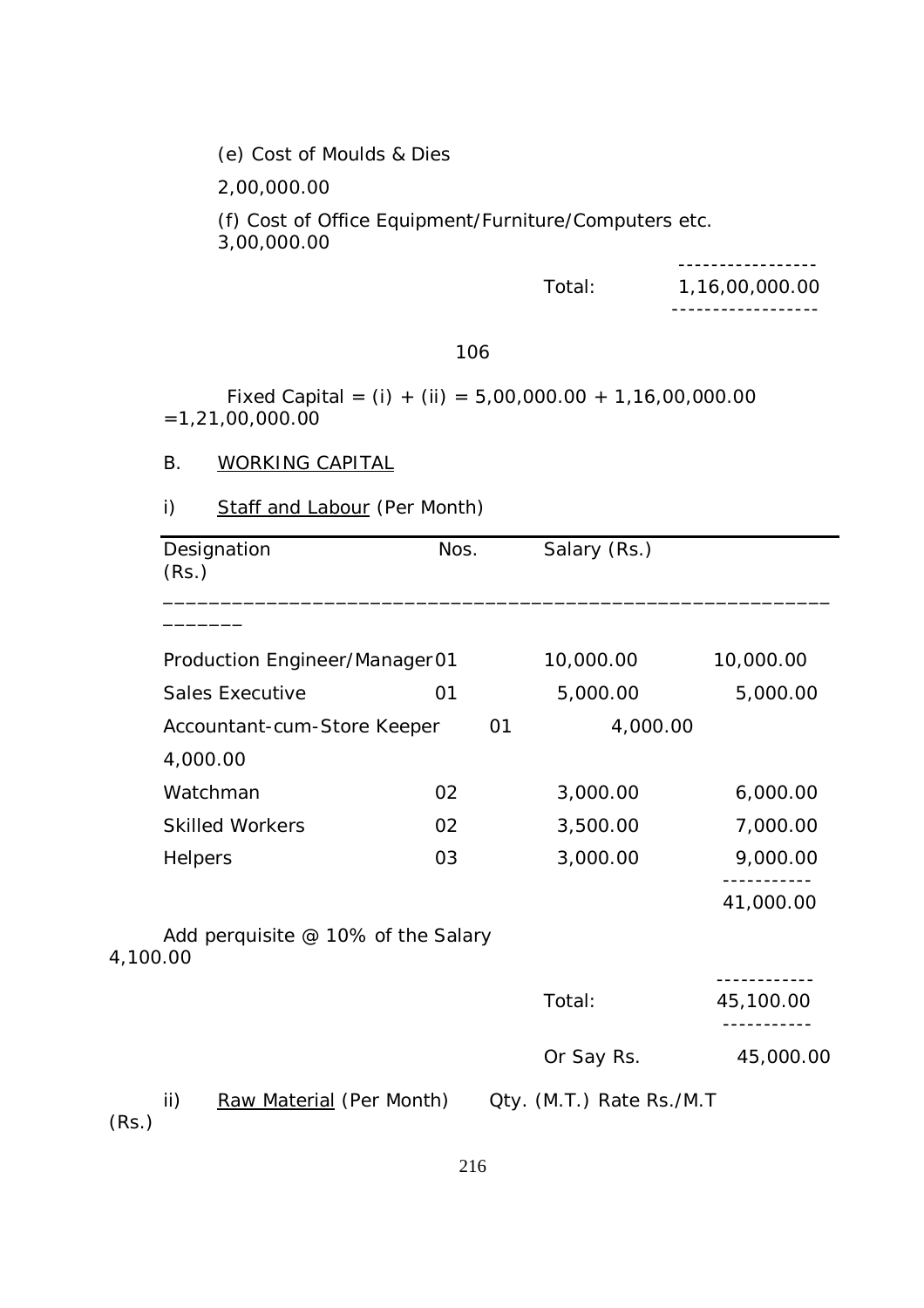(e) Cost of Moulds & Dies

2,00,000.00

(f) Cost of Office Equipment/Furniture/Computers etc.
3,00,000.00

| | |
|---|---|
| Total: | 1,16,00,000.00 |

106

Fixed Capital = (i) + (ii) = 5,00,000.00 + 1,16,00,000.00 =1,21,00,000.00

B. WORKING CAPITAL

i) Staff and Labour (Per Month)

| Designation | Nos. | Salary (Rs.) | (Rs.) |
|---|---|---|---|
| Production Engineer/Manager | 01 | 10,000.00 | 10,000.00 |
| Sales Executive | 01 | 5,000.00 | 5,000.00 |
| Accountant-cum-Store Keeper | 01 | 4,000.00 | 4,000.00 |
| Watchman | 02 | 3,000.00 | 6,000.00 |
| Skilled Workers | 02 | 3,500.00 | 7,000.00 |
| Helpers | 03 | 3,000.00 | 9,000.00 |
| | | | 41,000.00 |
| Add perquisite @ 10% of the Salary | | | 4,100.00 |
| | | Total: | 45,100.00 |
| | | Or Say Rs. | 45,000.00 |

ii) Raw Material (Per Month) Qty. (M.T.) Rate Rs./M.T (Rs.)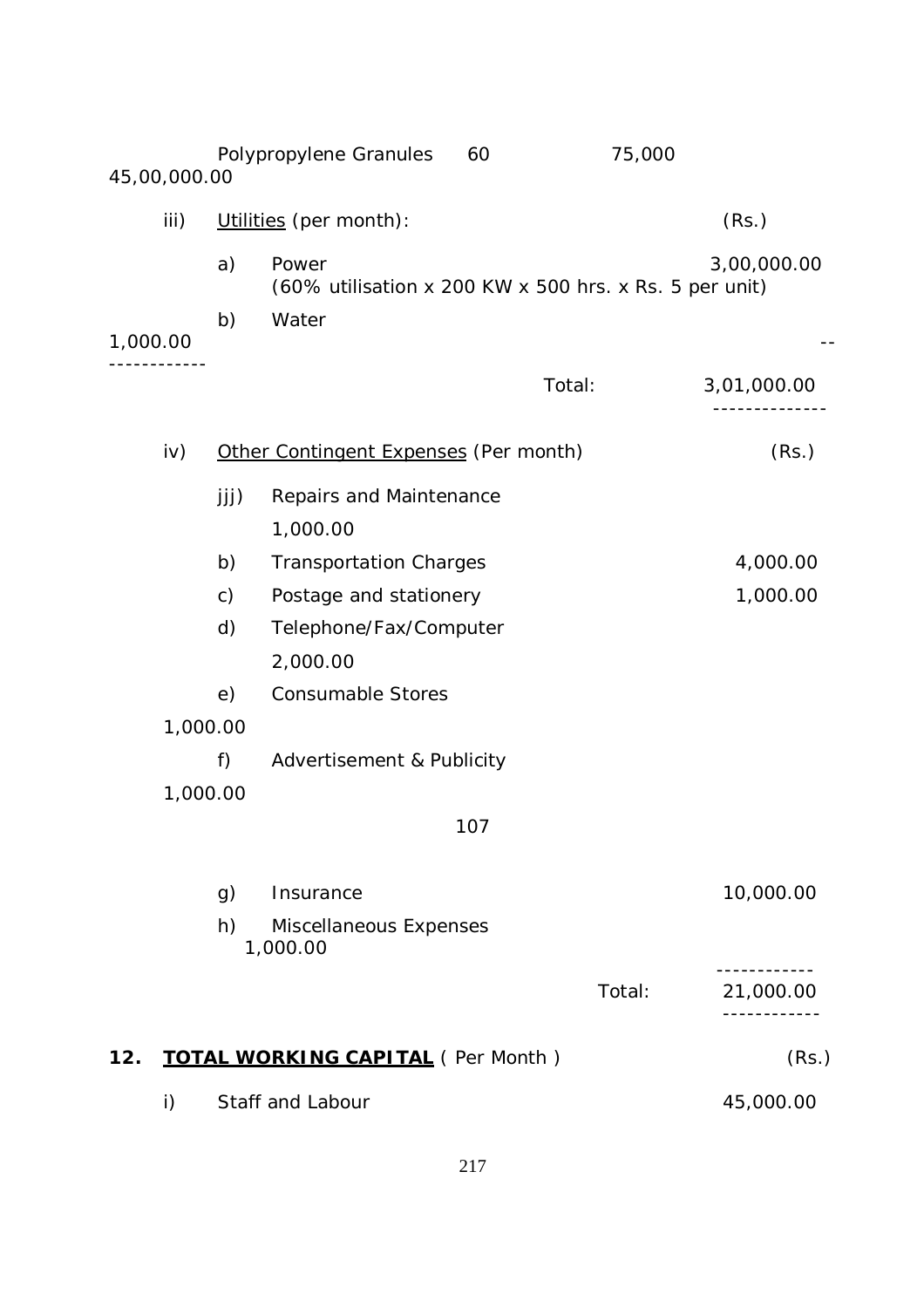| | Polypropylene Granules | 60 | 75,000 | 45,00,000.00 |
|---|---|---|---|---|

iii) Utilities (per month): (Rs.)

| | | |
|---|---|---|
| a) | Power (60% utilisation x 200 KW x 500 hrs. x Rs. 5 per unit) | 3,00,000.00 |
| b) | Water | 1,000.00 |
| | Total: | 3,01,000.00 |

iv) Other Contingent Expenses (Per month) (Rs.)

| | | |
|---|---|---|
| jjj) | Repairs and Maintenance | 1,000.00 |
| b) | Transportation Charges | 4,000.00 |
| c) | Postage and stationery | 1,000.00 |
| d) | Telephone/Fax/Computer | 2,000.00 |
| e) | Consumable Stores | 1,000.00 |
| f) | Advertisement & Publicity | 1,000.00 |

107

| | | |
|---|---|---|
| g) | Insurance | 10,000.00 |
| h) | Miscellaneous Expenses | 1,000.00 |
| | Total: | 21,000.00 |

**12. TOTAL WORKING CAPITAL** ( Per Month ) (Rs.)

| | | |
|---|---|---|
| i) | Staff and Labour | 45,000.00 |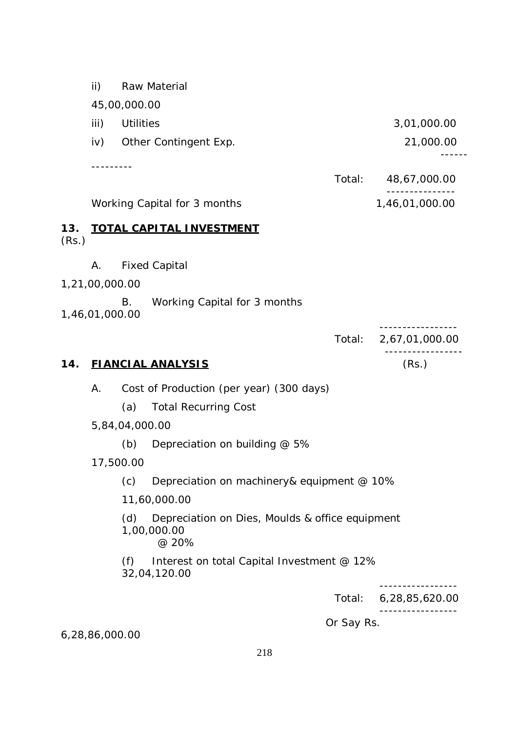| | | | |
|---|---|---|---|
| ii) | Raw Material | | 45,00,000.00 |
| iii) | Utilities | | 3,01,000.00 |
| iv) | Other Contingent Exp. | | 21,000.00 |
| | | Total: | 48,67,000.00 |
| | Working Capital for 3 months | | 1,46,01,000.00 |

## 13. TOTAL CAPITAL INVESTMENT

(Rs.)

| | | | |
|---|---|---|---|
| A. | Fixed Capital | | 1,21,00,000.00 |
| B. | Working Capital for 3 months | | 1,46,01,000.00 |
| | | Total: | 2,67,01,000.00 |

## 14. FIANCIAL ANALYSIS

(Rs.)

A. Cost of Production (per year) (300 days)

| | | | |
|---|---|---|---|
| (a) | Total Recurring Cost | | 5,84,04,000.00 |
| (b) | Depreciation on building @ 5% | | 17,500.00 |
| (c) | Depreciation on machinery& equipment @ 10% | | 11,60,000.00 |
| (d) | Depreciation on Dies, Moulds & office equipment @ 20% | | 1,00,000.00 |
| (f) | Interest on total Capital Investment @ 12% | | 32,04,120.00 |
| | | Total: | 6,28,85,620.00 |
| | | Or Say Rs. | 6,28,86,000.00 |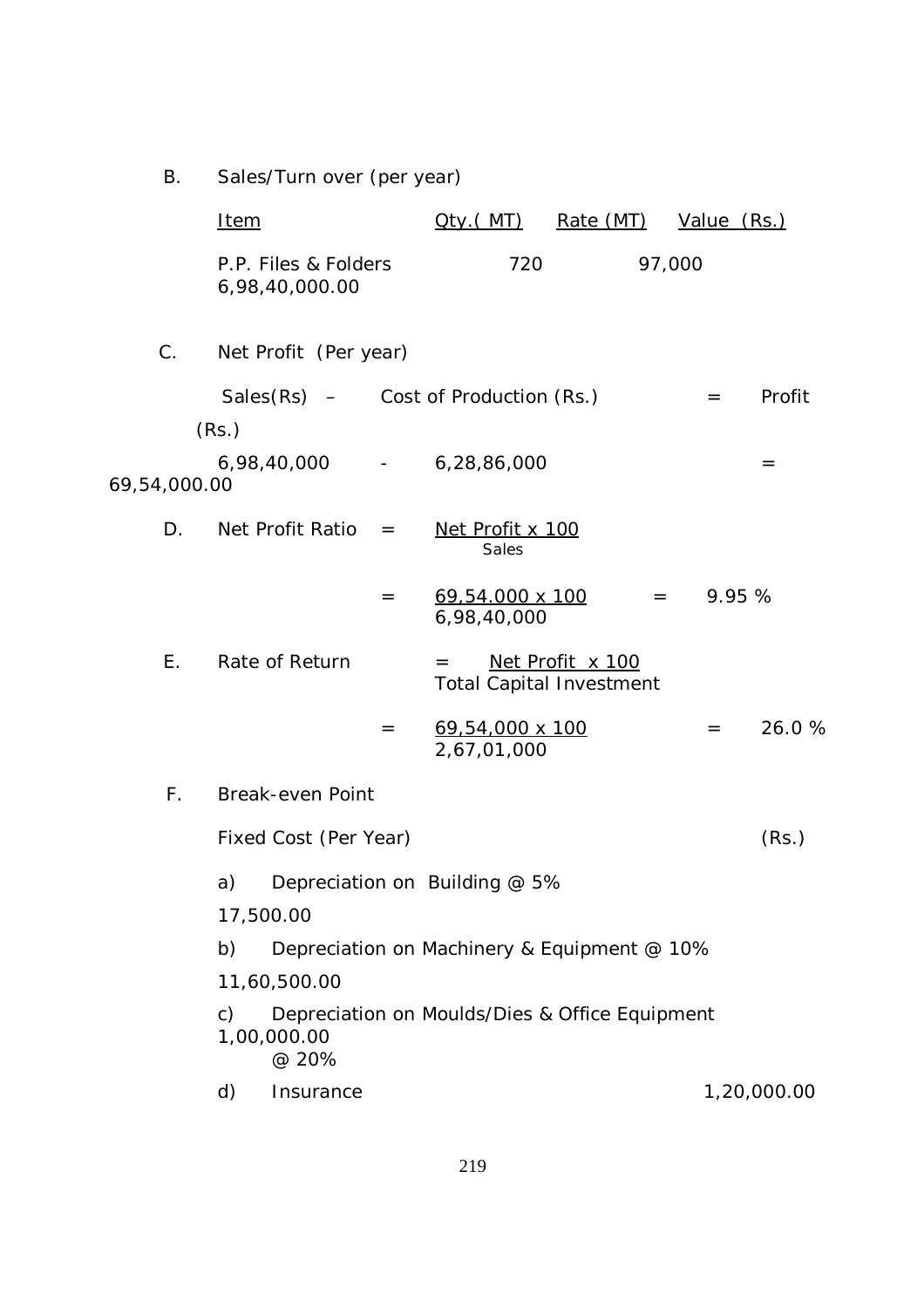B. Sales/Turn over (per year)

| Item | Qty.( MT) | Rate (MT) | Value (Rs.) |
| --- | --- | --- | --- |
| P.P. Files & Folders | 720 | 97,000 | 6,98,40,000.00 |

C. Net Profit (Per year)

| Sales(Rs) – | Cost of Production (Rs.) | = | Profit (Rs.) |
| --- | --- | --- | --- |
| 6,98,40,000 - | 6,28,86,000 | = | 69,54,000.00 |

D. Net Profit Ratio $= \frac{\text{Net Profit} \times 100}{\text{Sales}}$

$= \frac{69,54.000 \times 100}{6,98,40,000} = 9.95\ \%$

E. Rate of Return $= \frac{\text{Net Profit} \times 100}{\text{Total Capital Investment}}$

$= \frac{69,54,000 \times 100}{2,67,01,000} = 26.0\ \%$

F. Break-even Point

| Fixed Cost (Per Year) | (Rs.) |
| --- | --- |
| a) Depreciation on Building @ 5% | 17,500.00 |
| b) Depreciation on Machinery & Equipment @ 10% | 11,60,500.00 |
| c) Depreciation on Moulds/Dies & Office Equipment @ 20% | 1,00,000.00 |
| d) Insurance | 1,20,000.00 |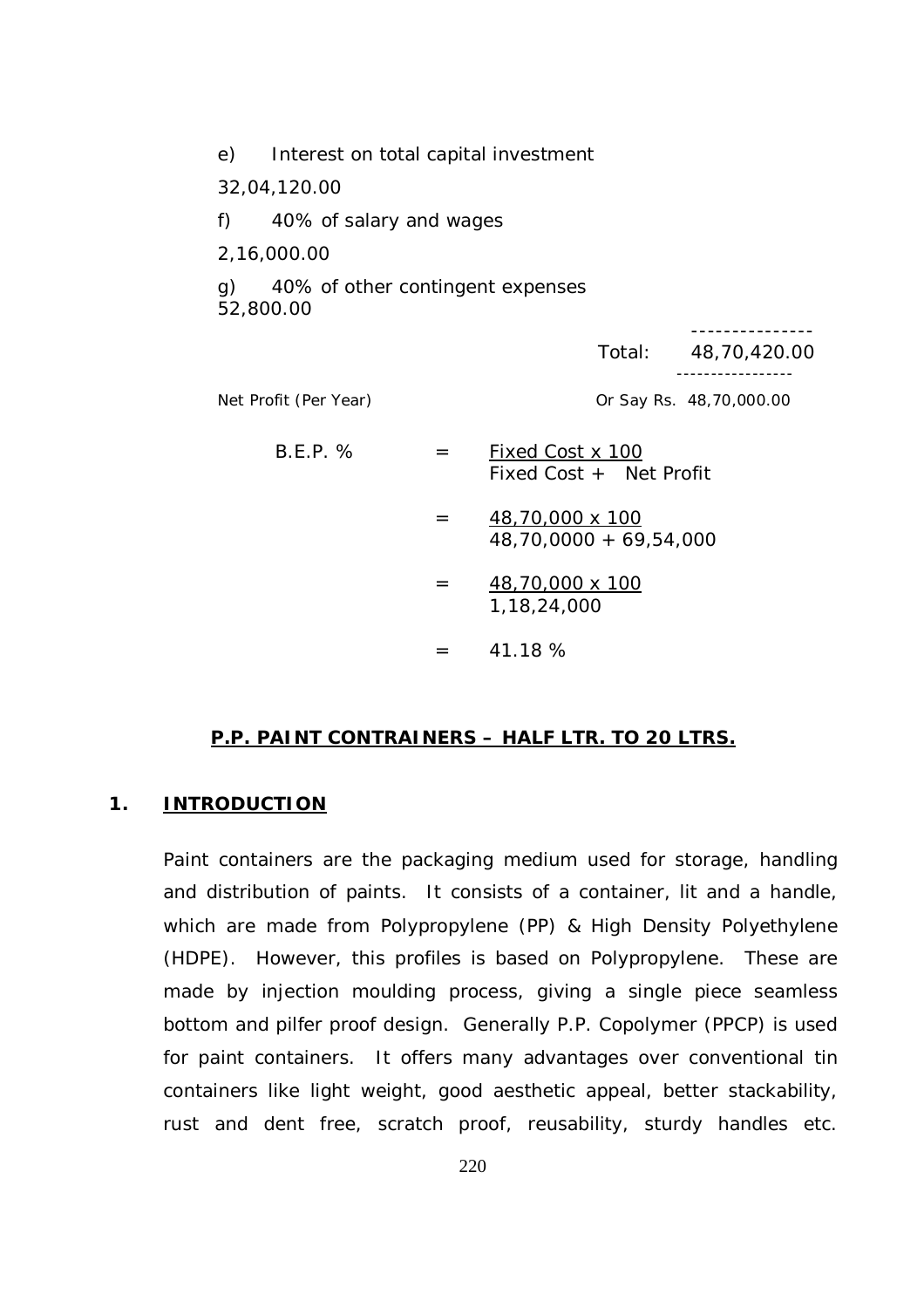e) Interest on total capital investment

32,04,120.00

f) 40% of salary and wages

2,16,000.00

g) 40% of other contingent expenses
52,800.00

| | Total: | 48,70,420.00 |
|---|---|---|
| Net Profit (Per Year) | | Or Say Rs. 48,70,000.00 |

$$B.E.P.\ \% = \frac{\text{Fixed Cost x 100}}{\text{Fixed Cost + Net Profit}}$$

$$= \frac{48,70,000 \text{ x } 100}{48,70,0000 + 69,54,000}$$

$$= \frac{48,70,000 \text{ x } 100}{1,18,24,000}$$

$$= 41.18\ \%$$

## P.P. PAINT CONTRAINERS – HALF LTR. TO 20 LTRS.

### 1. INTRODUCTION

Paint containers are the packaging medium used for storage, handling and distribution of paints. It consists of a container, lit and a handle, which are made from Polypropylene (PP) & High Density Polyethylene (HDPE). However, this profiles is based on Polypropylene. These are made by injection moulding process, giving a single piece seamless bottom and pilfer proof design. Generally P.P. Copolymer (PPCP) is used for paint containers. It offers many advantages over conventional tin containers like light weight, good aesthetic appeal, better stackability, rust and dent free, scratch proof, reusability, sturdy handles etc.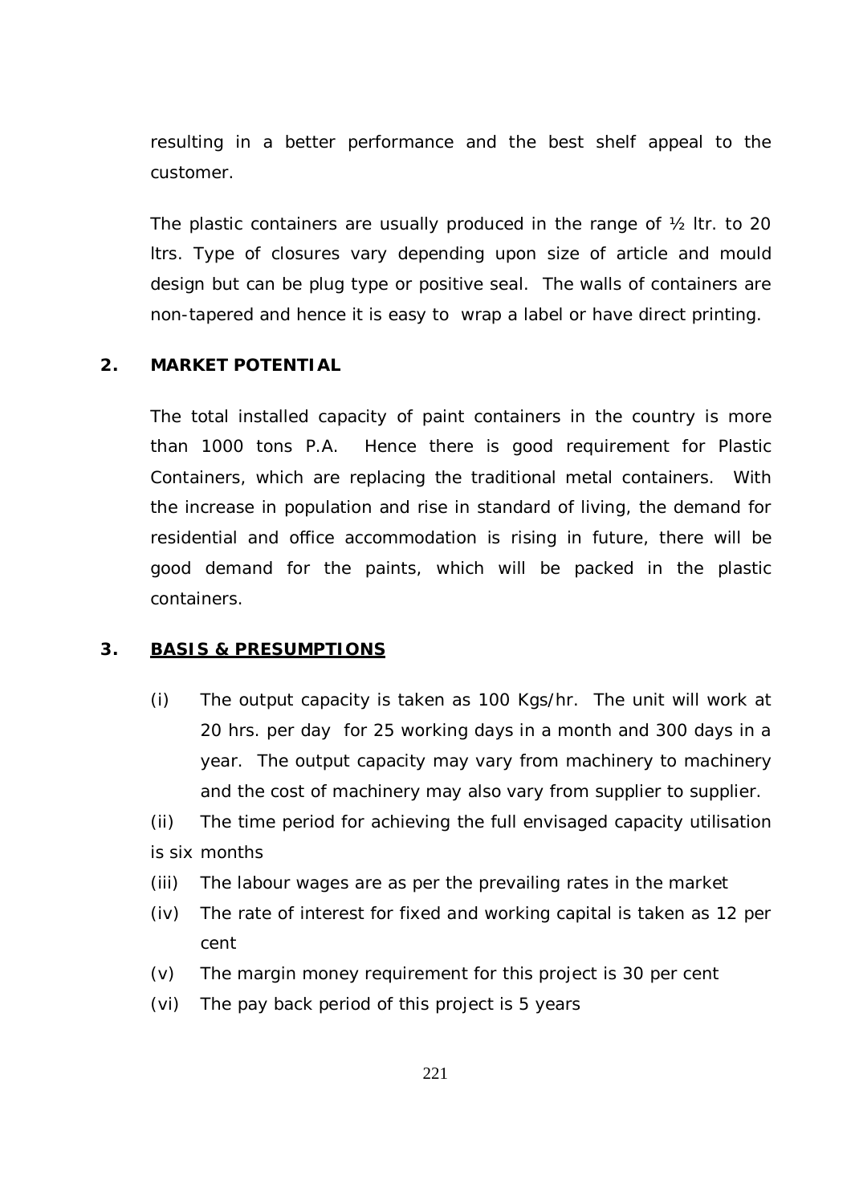resulting in a better performance and the best shelf appeal to the customer.

The plastic containers are usually produced in the range of ½ ltr. to 20 ltrs. Type of closures vary depending upon size of article and mould design but can be plug type or positive seal. The walls of containers are non-tapered and hence it is easy to wrap a label or have direct printing.

## 2. MARKET POTENTIAL

The total installed capacity of paint containers in the country is more than 1000 tons P.A. Hence there is good requirement for Plastic Containers, which are replacing the traditional metal containers. With the increase in population and rise in standard of living, the demand for residential and office accommodation is rising in future, there will be good demand for the paints, which will be packed in the plastic containers.

## 3. BASIS & PRESUMPTIONS

(i) The output capacity is taken as 100 Kgs/hr. The unit will work at 20 hrs. per day for 25 working days in a month and 300 days in a year. The output capacity may vary from machinery to machinery and the cost of machinery may also vary from supplier to supplier.

(ii) The time period for achieving the full envisaged capacity utilisation is six months

(iii) The labour wages are as per the prevailing rates in the market

(iv) The rate of interest for fixed and working capital is taken as 12 per cent

(v) The margin money requirement for this project is 30 per cent

(vi) The pay back period of this project is 5 years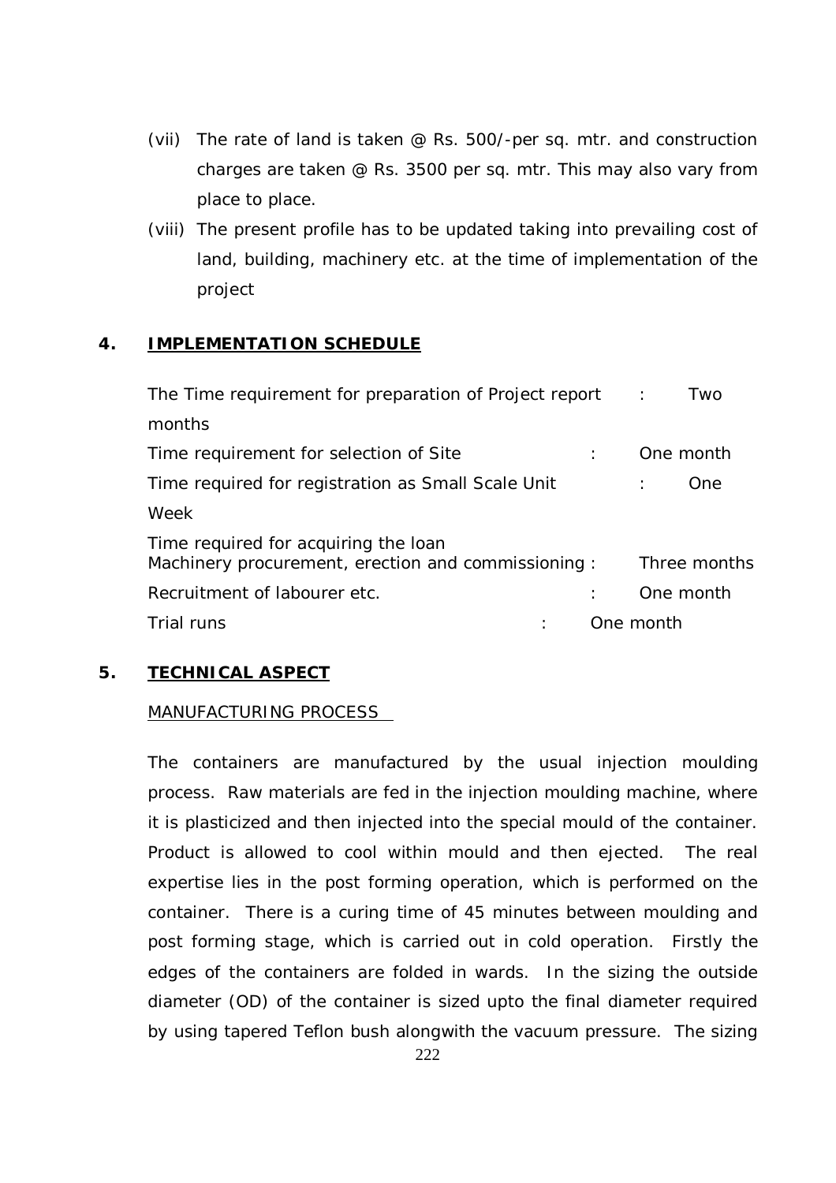(vii) The rate of land is taken @ Rs. 500/-per sq. mtr. and construction charges are taken @ Rs. 3500 per sq. mtr. This may also vary from place to place.

(viii) The present profile has to be updated taking into prevailing cost of land, building, machinery etc. at the time of implementation of the project

## 4. IMPLEMENTATION SCHEDULE

| | | |
|---|---|---|
| The Time requirement for preparation of Project report | : | Two months |
| Time requirement for selection of Site | : | One month |
| Time required for registration as Small Scale Unit | : | One Week |
| Time required for acquiring the loan Machinery procurement, erection and commissioning | : | Three months |
| Recruitment of labourer etc. | : | One month |
| Trial runs | : | One month |

## 5. TECHNICAL ASPECT

MANUFACTURING PROCESS

The containers are manufactured by the usual injection moulding process. Raw materials are fed in the injection moulding machine, where it is plasticized and then injected into the special mould of the container. Product is allowed to cool within mould and then ejected. The real expertise lies in the post forming operation, which is performed on the container. There is a curing time of 45 minutes between moulding and post forming stage, which is carried out in cold operation. Firstly the edges of the containers are folded in wards. In the sizing the outside diameter (OD) of the container is sized upto the final diameter required by using tapered Teflon bush alongwith the vacuum pressure. The sizing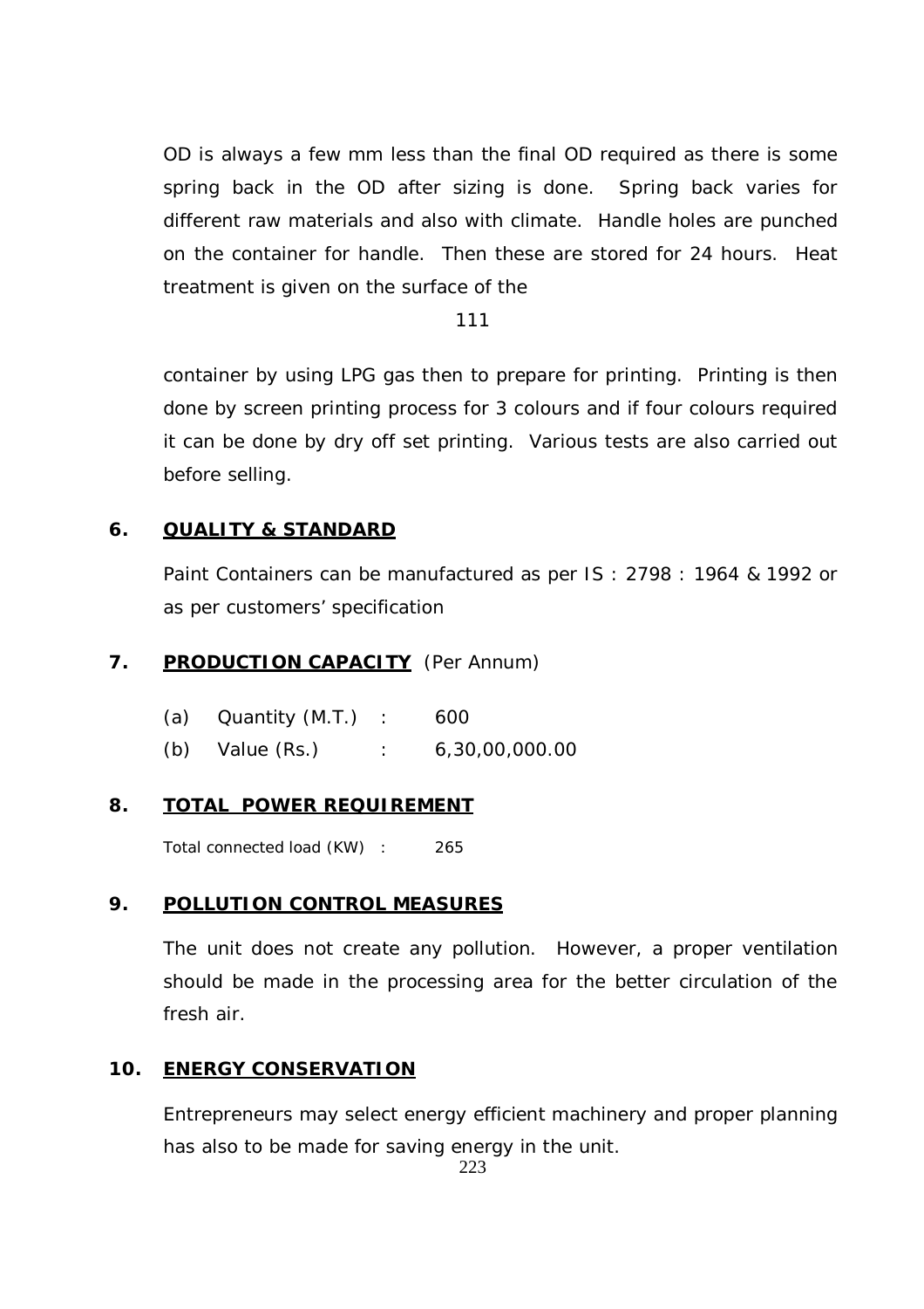OD is always a few mm less than the final OD required as there is some spring back in the OD after sizing is done. Spring back varies for different raw materials and also with climate. Handle holes are punched on the container for handle. Then these are stored for 24 hours. Heat treatment is given on the surface of the

container by using LPG gas then to prepare for printing. Printing is then done by screen printing process for 3 colours and if four colours required it can be done by dry off set printing. Various tests are also carried out before selling.

## 6. QUALITY & STANDARD

Paint Containers can be manufactured as per IS : 2798 : 1964 & 1992 or as per customers' specification

## 7. PRODUCTION CAPACITY (Per Annum)

(a) Quantity (M.T.) : 600

(b) Value (Rs.) : 6,30,00,000.00

## 8. TOTAL POWER REQUIREMENT

Total connected load (KW) : 265

## 9. POLLUTION CONTROL MEASURES

The unit does not create any pollution. However, a proper ventilation should be made in the processing area for the better circulation of the fresh air.

## 10. ENERGY CONSERVATION

Entrepreneurs may select energy efficient machinery and proper planning has also to be made for saving energy in the unit.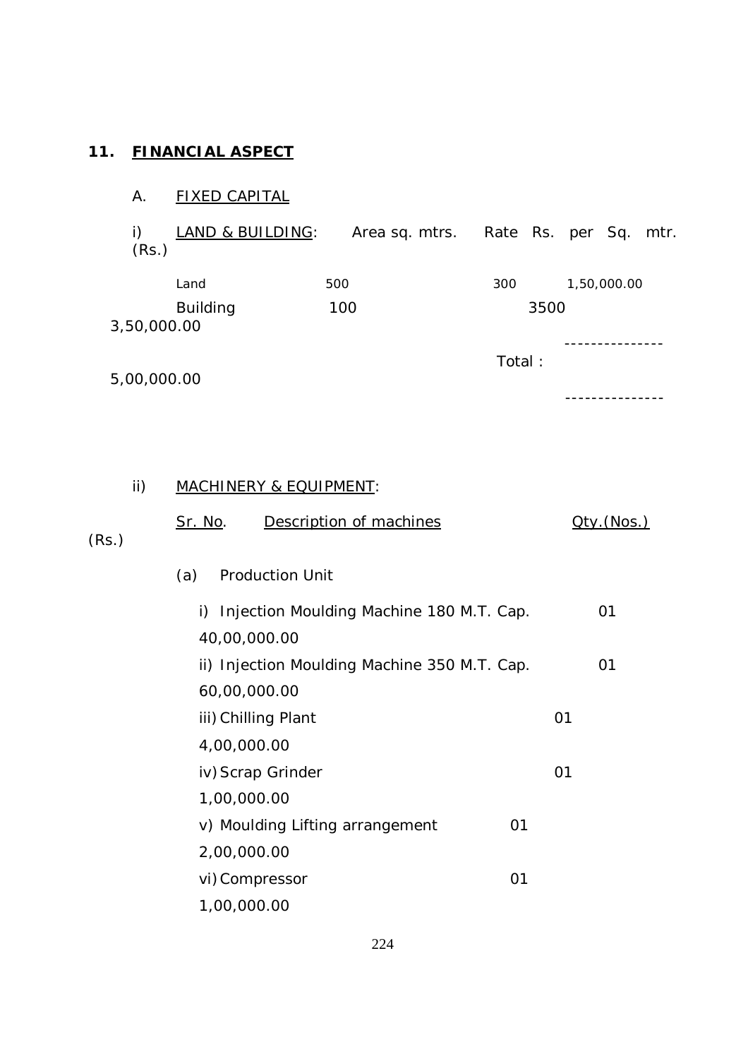## 11. FINANCIAL ASPECT

### A. FIXED CAPITAL

**i) LAND & BUILDING:**

| | Area sq. mtrs. | Rate Rs. per Sq. mtr. | (Rs.) |
|---|---|---|---|
| Land | 500 | 300 | 1,50,000.00 |
| Building | 100 | 3500 | 3,50,000.00 |
| | | Total : | 5,00,000.00 |

**ii) MACHINERY & EQUIPMENT:**

| Sr. No. | Description of machines | Qty.(Nos.) | (Rs.) |
|---|---|---|---|
| (a) | Production Unit | | |
| i) | Injection Moulding Machine 180 M.T. Cap. | 01 | 40,00,000.00 |
| ii) | Injection Moulding Machine 350 M.T. Cap. | 01 | 60,00,000.00 |
| iii) | Chilling Plant | 01 | 4,00,000.00 |
| iv) | Scrap Grinder | 01 | 1,00,000.00 |
| v) | Moulding Lifting arrangement | 01 | 2,00,000.00 |
| vi) | Compressor | 01 | 1,00,000.00 |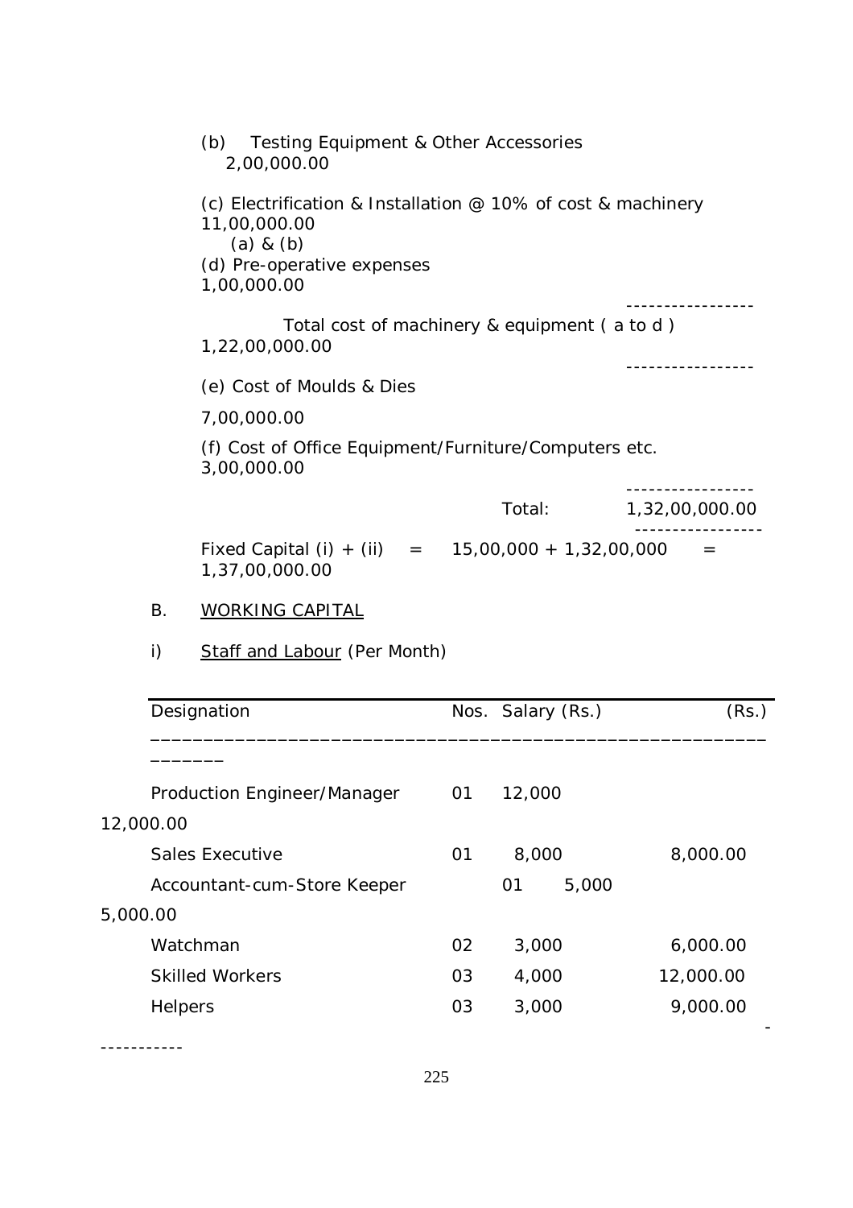(b) Testing Equipment & Other Accessories 2,00,000.00

(c) Electrification & Installation @ 10% of cost & machinery (a) & (b) 11,00,000.00

(d) Pre-operative expenses 1,00,000.00

-----------------

Total cost of machinery & equipment ( a to d ) 1,22,00,000.00

-----------------

(e) Cost of Moulds & Dies 7,00,000.00

(f) Cost of Office Equipment/Furniture/Computers etc. 3,00,000.00

-----------------

Total: 1,32,00,000.00

-----------------

Fixed Capital (i) + (ii) = 15,00,000 + 1,32,00,000 = 1,37,00,000.00

B. WORKING CAPITAL

i) Staff and Labour (Per Month)

| Designation | Nos. | Salary (Rs.) | (Rs.) |
|---|---|---|---|
| Production Engineer/Manager | 01 | 12,000 | 12,000.00 |
| Sales Executive | 01 | 8,000 | 8,000.00 |
| Accountant-cum-Store Keeper | 01 | 5,000 | 5,000.00 |
| Watchman | 02 | 3,000 | 6,000.00 |
| Skilled Workers | 03 | 4,000 | 12,000.00 |
| Helpers | 03 | 3,000 | 9,000.00 |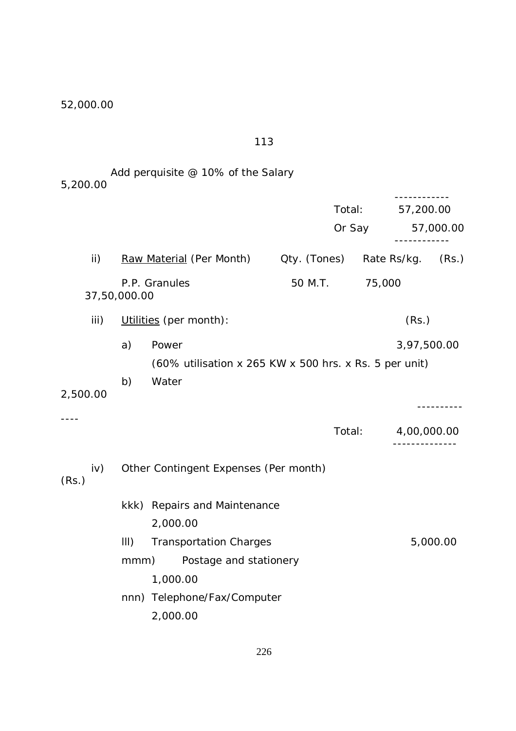52,000.00

113

Add perquisite @ 10% of the Salary 5,200.00

------------

Total: 57,200.00

Or Say 57,000.00

------------

| ii) | Raw Material (Per Month) | Qty. (Tones) | Rate Rs/kg. | (Rs.) |
|---|---|---|---|---|
| | P.P. Granules | 50 M.T. | 75,000 | 37,50,000.00 |

iii) Utilities (per month): (Rs.)

a) Power 3,97,500.00

(60% utilisation x 265 KW x 500 hrs. x Rs. 5 per unit)

b) Water 2,500.00

--------------

Total: 4,00,000.00

--------------

iv) Other Contingent Expenses (Per month) (Rs.)

kkk) Repairs and Maintenance 2,000.00

lll) Transportation Charges 5,000.00

mmm) Postage and stationery 1,000.00

nnn) Telephone/Fax/Computer 2,000.00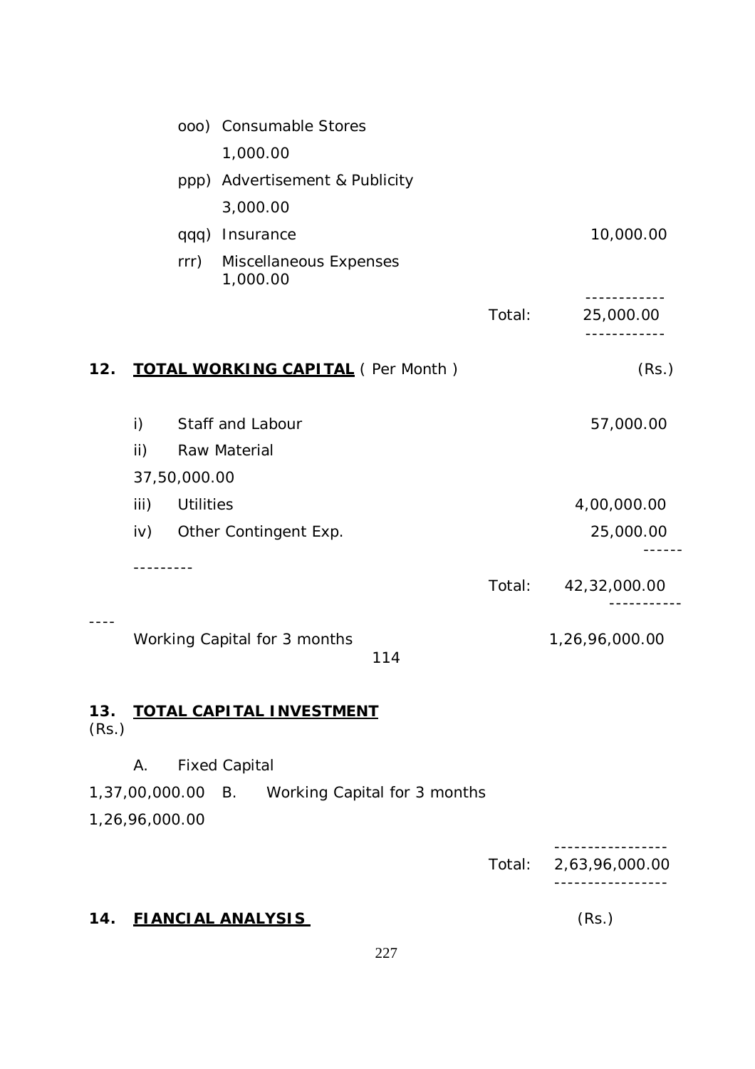ooo) Consumable Stores 1,000.00

ppp) Advertisement & Publicity 3,000.00

qqq) Insurance 10,000.00

rrr) Miscellaneous Expenses 1,000.00

| | |
|---|---|
| Total: | 25,000.00 |

## 12. TOTAL WORKING CAPITAL ( Per Month )

| | | (Rs.) |
|---|---|---|
| i) | Staff and Labour | 57,000.00 |
| ii) | Raw Material | 37,50,000.00 |
| iii) | Utilities | 4,00,000.00 |
| iv) | Other Contingent Exp. | 25,000.00 |
| | Total: | 42,32,000.00 |
| | Working Capital for 3 months | 1,26,96,000.00 |

114

## 13. TOTAL CAPITAL INVESTMENT

(Rs.)

| | | |
|---|---|---|
| A. | Fixed Capital | 1,37,00,000.00 |
| B. | Working Capital for 3 months | 1,26,96,000.00 |
| | Total: | 2,63,96,000.00 |

## 14. FIANCIAL ANALYSIS

(Rs.)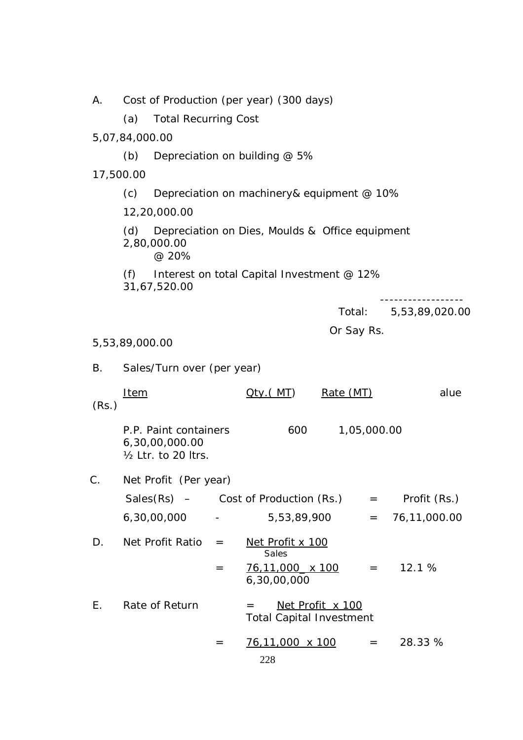A. Cost of Production (per year) (300 days)

| | | |
|---|---|---|
| (a) | Total Recurring Cost | 5,07,84,000.00 |
| (b) | Depreciation on building @ 5% | 17,500.00 |
| (c) | Depreciation on machinery& equipment @ 10% | 12,20,000.00 |
| (d) | Depreciation on Dies, Moulds & Office equipment @ 20% | 2,80,000.00 |
| (f) | Interest on total Capital Investment @ 12% | 31,67,520.00 |
| | Total: | 5,53,89,020.00 |
| | Or Say Rs. | 5,53,89,000.00 |

B. Sales/Turn over (per year)

| Item | Qty.( MT) | Rate (MT) | alue (Rs.) |
|---|---|---|---|
| P.P. Paint containers ½ Ltr. to 20 ltrs. | 600 | 1,05,000.00 | 6,30,00,000.00 |

C. Net Profit (Per year)

| Sales(Rs) – | Cost of Production (Rs.) | = | Profit (Rs.) |
|---|---|---|---|
| 6,30,00,000 - | 5,53,89,900 | = | 76,11,000.00 |

D. Net Profit Ratio $= \frac{\text{Net Profit} \times 100}{\text{Sales}}$

$= \frac{76,11,000 \times 100}{6,30,00,000} = 12.1\ \%$

E. Rate of Return $= \frac{\text{Net Profit} \times 100}{\text{Total Capital Investment}}$

= 76,11,000 x 100 = 28.33 %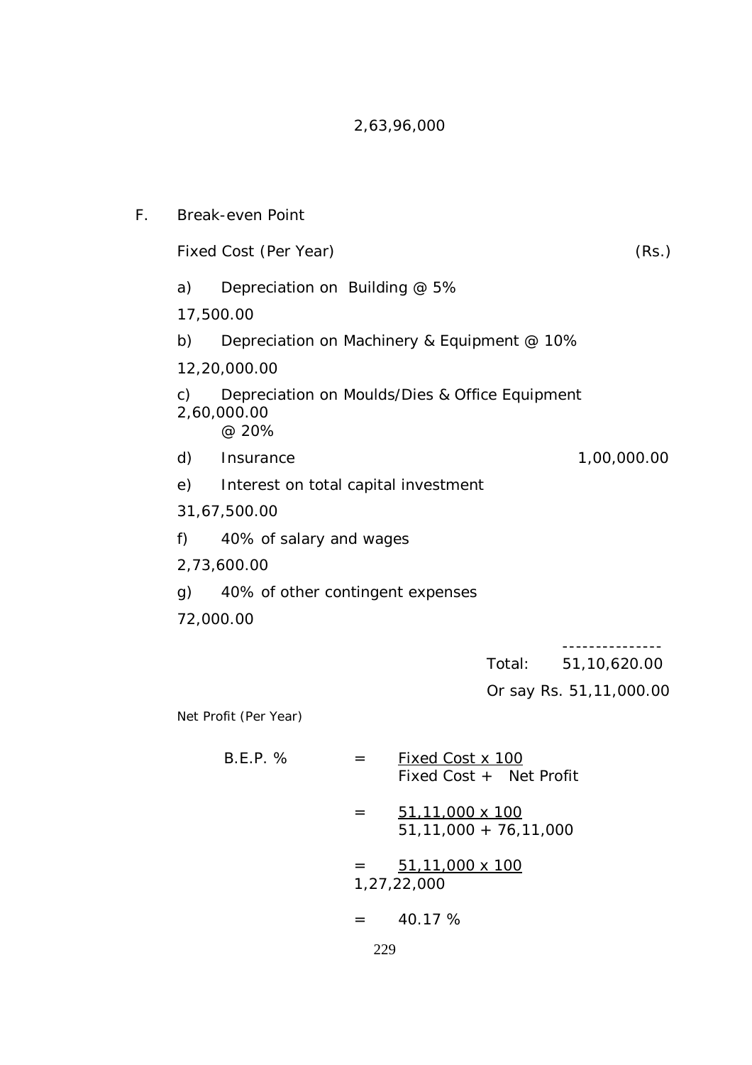2,63,96,000

F. Break-even Point

| Fixed Cost (Per Year) | (Rs.) |
| --- | --- |
| a) Depreciation on Building @ 5% | 17,500.00 |
| b) Depreciation on Machinery & Equipment @ 10% | 12,20,000.00 |
| c) Depreciation on Moulds/Dies & Office Equipment @ 20% | 2,60,000.00 |
| d) Insurance | 1,00,000.00 |
| e) Interest on total capital investment | 31,67,500.00 |
| f) 40% of salary and wages | 2,73,600.00 |
| g) 40% of other contingent expenses | 72,000.00 |
| Total: | 51,10,620.00 |
| | Or say Rs. 51,11,000.00 |

Net Profit (Per Year)

$$\text{B.E.P. \%} = \frac{\text{Fixed Cost} \times 100}{\text{Fixed Cost} + \text{Net Profit}}$$

$$= \frac{51,11,000 \times 100}{51,11,000 + 76,11,000}$$

$$= \frac{51,11,000 \times 100}{1,27,22,000}$$

$$= 40.17\ \%$$